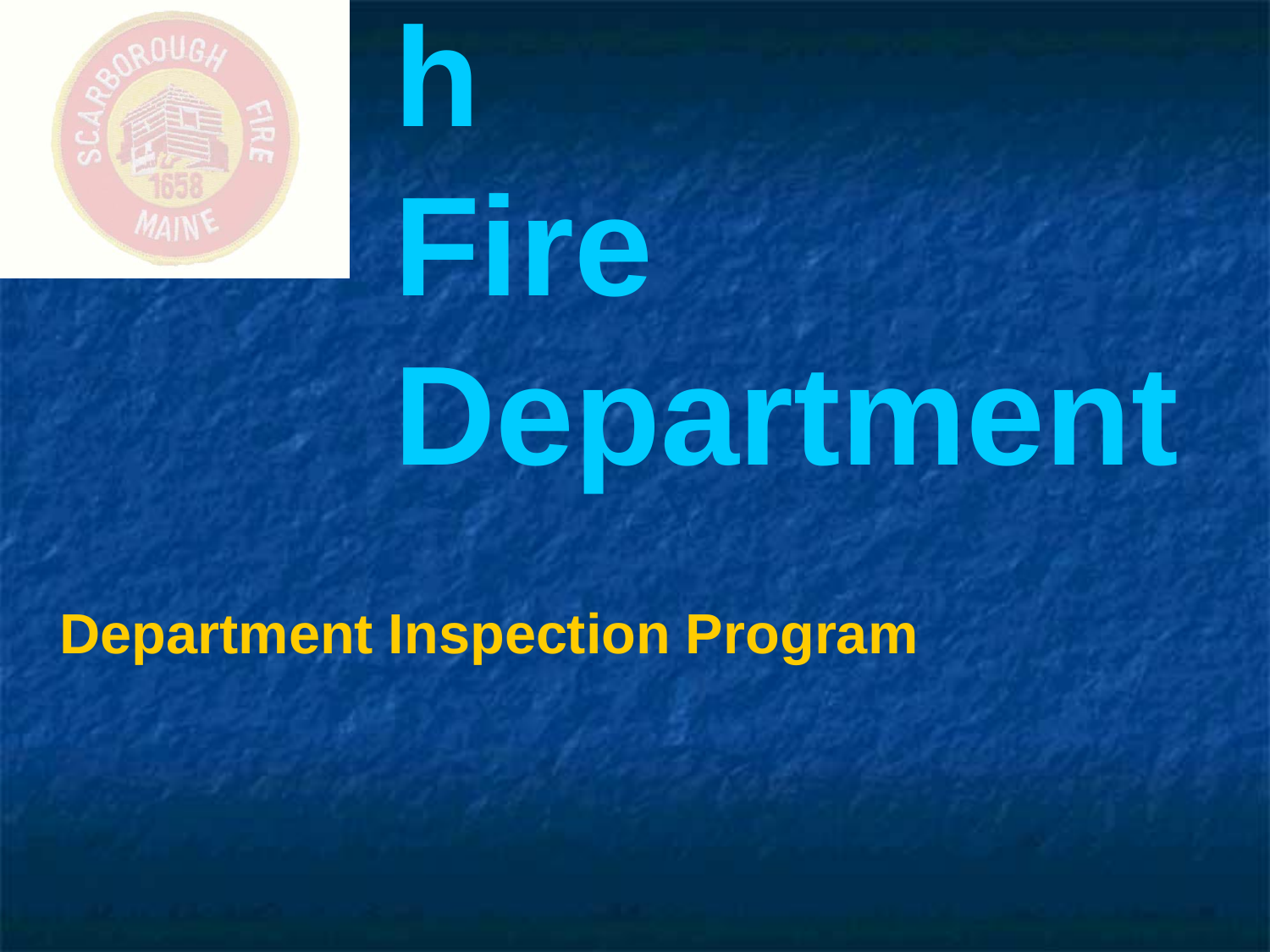# h
# Fire
# Department

**Department Inspection Program**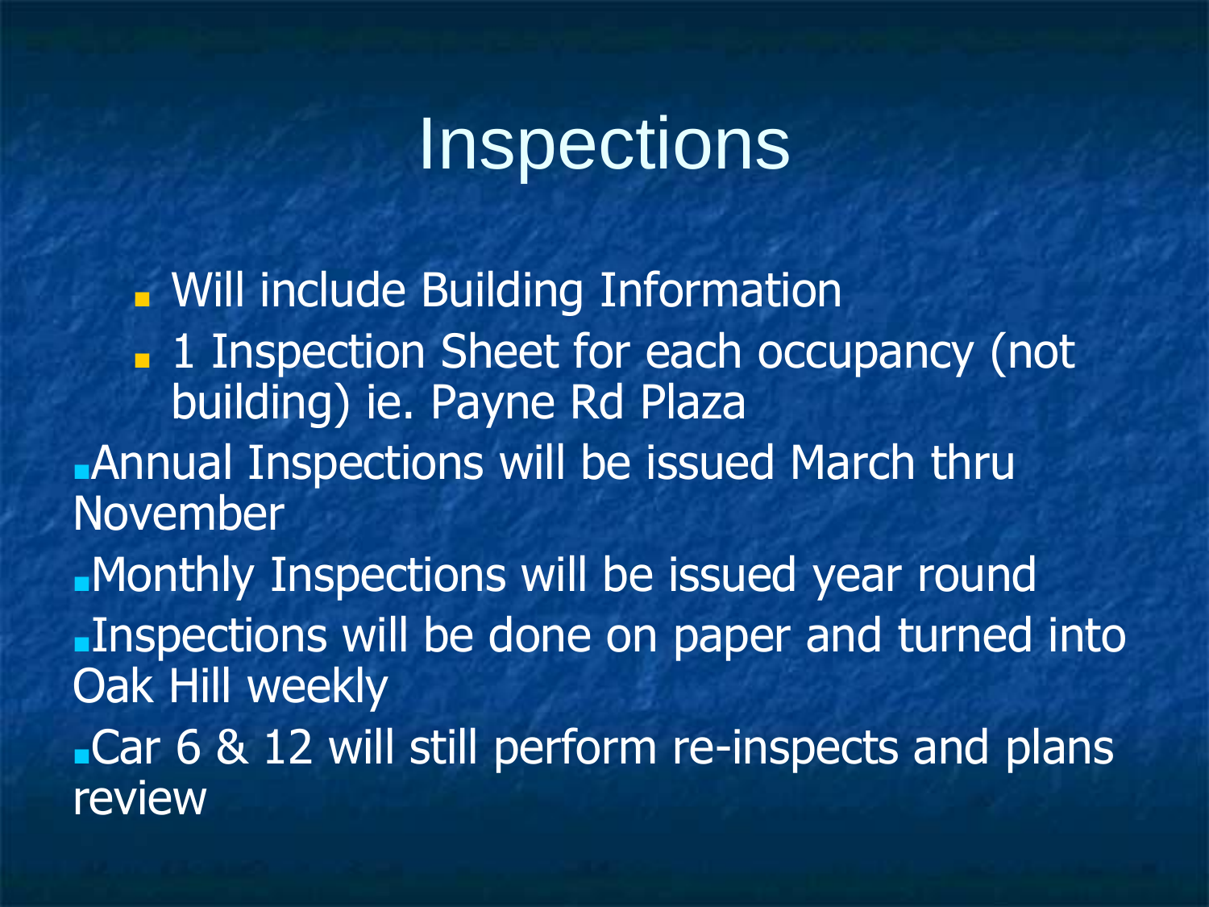# Inspections

  - Will include Building Information
  - 1 Inspection Sheet for each occupancy (not building) ie. Payne Rd Plaza
- Annual Inspections will be issued March thru November
- Monthly Inspections will be issued year round
- Inspections will be done on paper and turned into Oak Hill weekly
- Car 6 & 12 will still perform re-inspects and plans review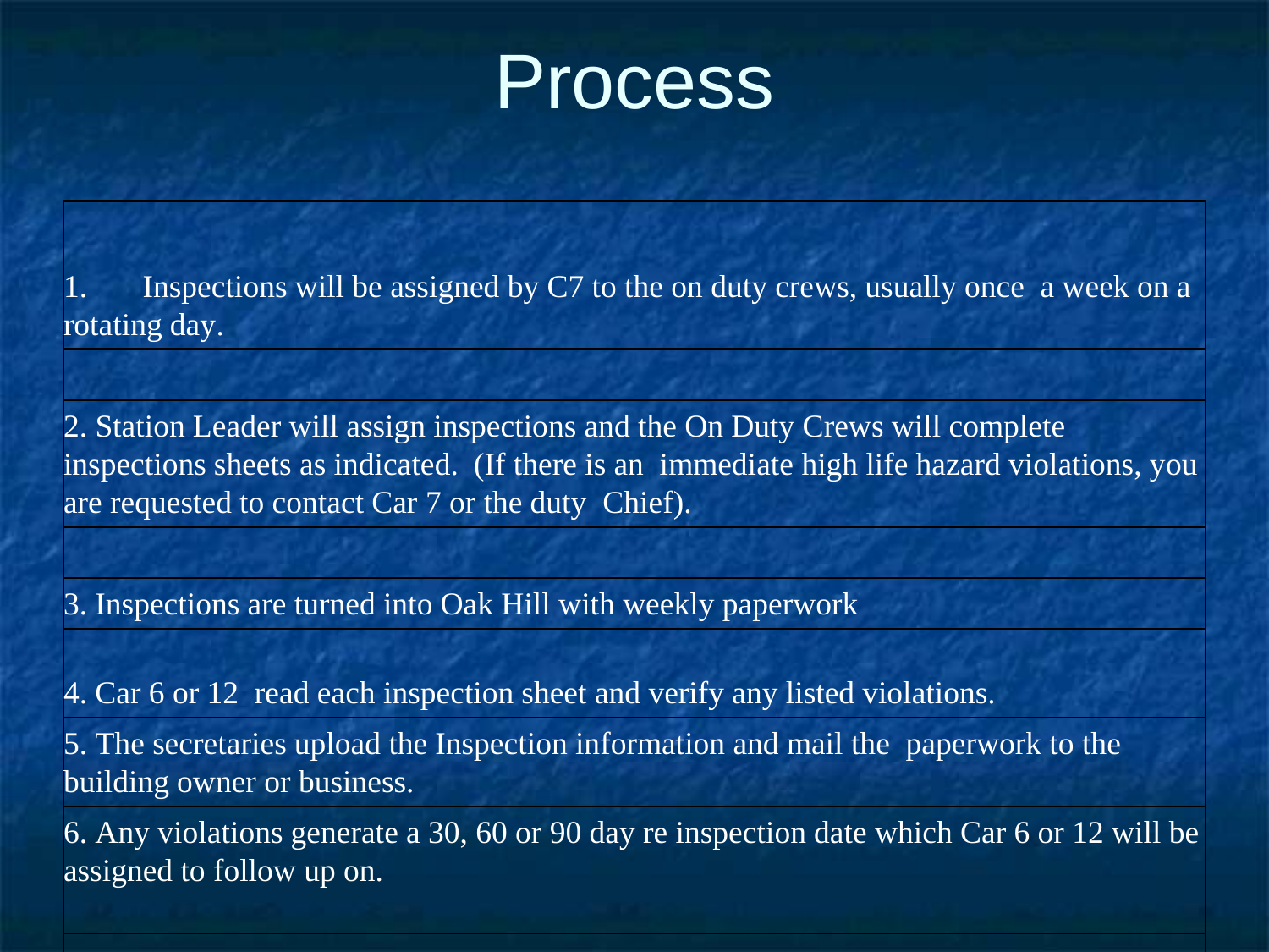# Process

1. Inspections will be assigned by C7 to the on duty crews, usually once a week on a rotating day.

2. Station Leader will assign inspections and the On Duty Crews will complete inspections sheets as indicated. (If there is an immediate high life hazard violations, you are requested to contact Car 7 or the duty Chief).

3. Inspections are turned into Oak Hill with weekly paperwork

4. Car 6 or 12 read each inspection sheet and verify any listed violations.

5. The secretaries upload the Inspection information and mail the paperwork to the building owner or business.

6. Any violations generate a 30, 60 or 90 day re inspection date which Car 6 or 12 will be assigned to follow up on.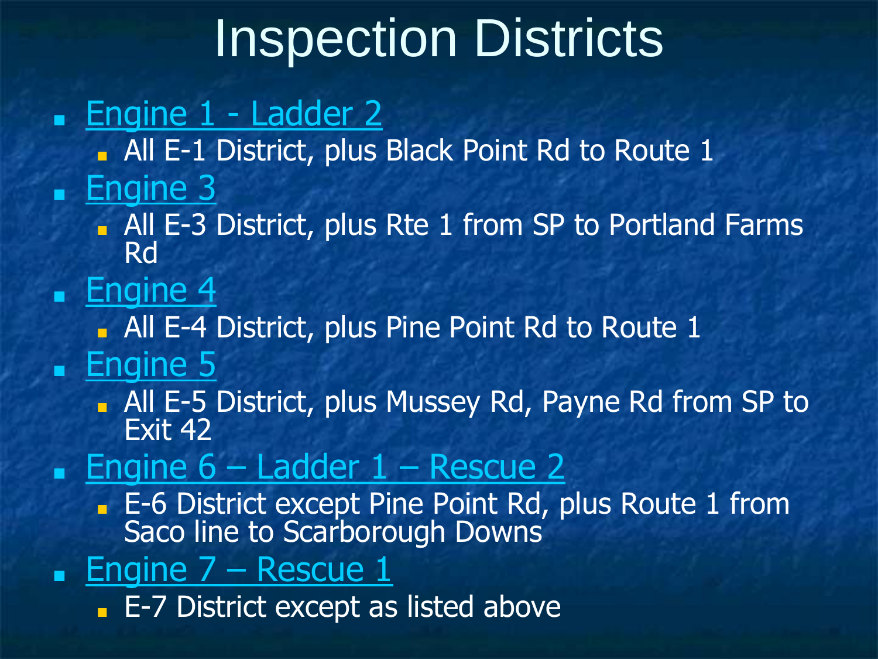# Inspection Districts

- Engine 1 - Ladder 2
  - All E-1 District, plus Black Point Rd to Route 1
- Engine 3
  - All E-3 District, plus Rte 1 from SP to Portland Farms Rd
- Engine 4
  - All E-4 District, plus Pine Point Rd to Route 1
- Engine 5
  - All E-5 District, plus Mussey Rd, Payne Rd from SP to Exit 42
- Engine 6 – Ladder 1 – Rescue 2
  - E-6 District except Pine Point Rd, plus Route 1 from Saco line to Scarborough Downs
- Engine 7 – Rescue 1
  - E-7 District except as listed above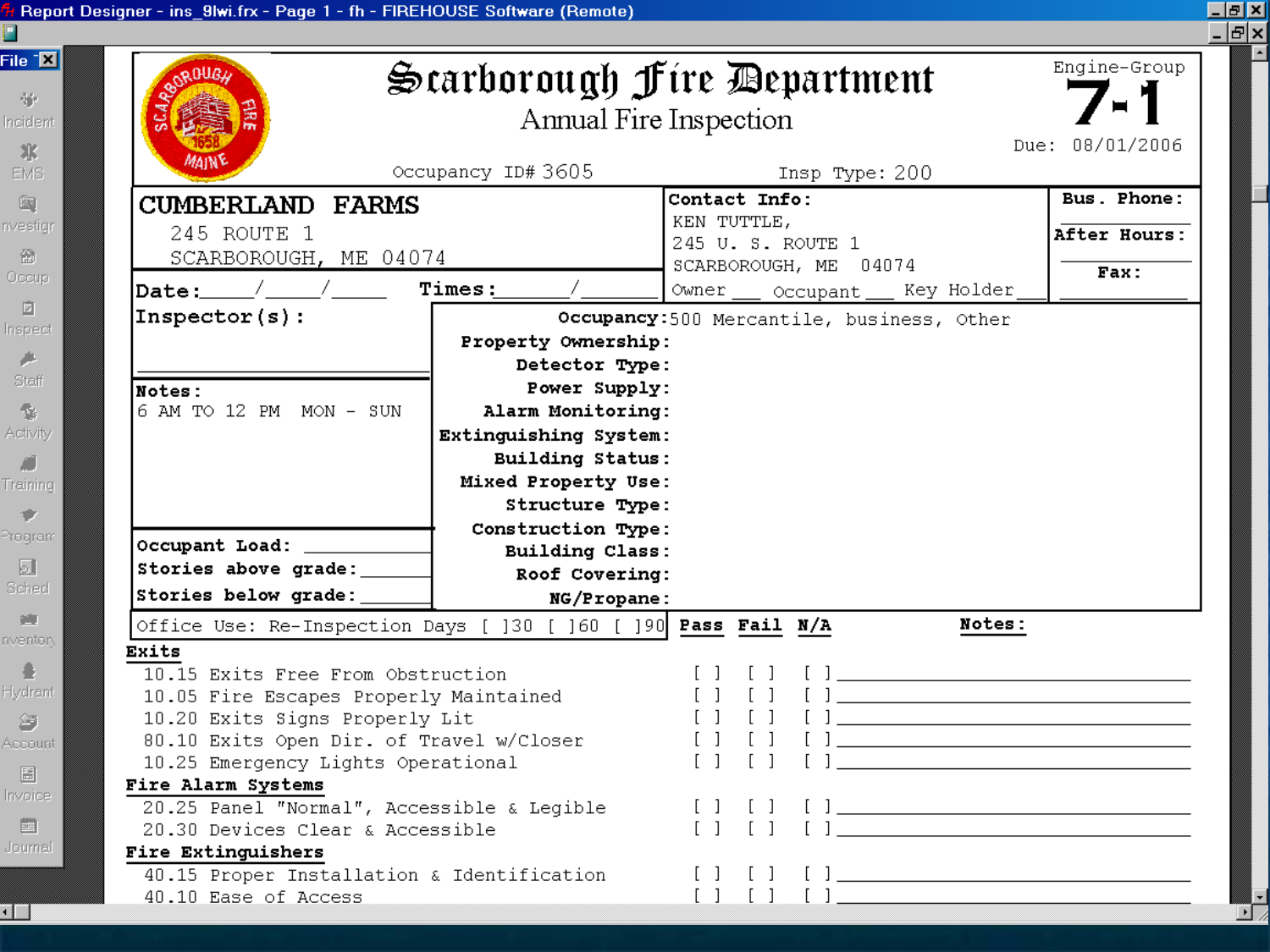# Scarborough Fire Department

## Annual Fire Inspection

Engine-Group **7-1**

Due: 08/01/2006

Occupancy ID# 3605

Insp Type: 200

**CUMBERLAND FARMS**
245 ROUTE 1
SCARBOROUGH, ME 04074

**Contact Info:**
KEN TUTTLE,
245 U. S. ROUTE 1
SCARBOROUGH, ME 04074
Owner ___ Occupant ___ Key Holder ___

**Bus. Phone:**

**After Hours:**

**Fax:**

**Date:**____/____/____ **Times:**______/______

**Inspector(s):**

**Notes:**
6 AM TO 12 PM MON - SUN

**Occupant Load:** ________
**Stories above grade:** ______
**Stories below grade:** ______

**Occupancy:** 500 Mercantile, business, Other
**Property Ownership:**
**Detector Type:**
**Power Supply:**
**Alarm Monitoring:**
**Extinguishing System:**
**Building Status:**
**Mixed Property Use:**
**Structure Type:**
**Construction Type:**
**Building Class:**
**Roof Covering:**
**NG/Propane:**

Office Use: Re-Inspection Days [ ]30 [ ]60 [ ]90

| | Pass | Fail | N/A | Notes: |
|---|---|---|---|---|
| **Exits** | | | | |
| 10.15 Exits Free From Obstruction | [ ] | [ ] | [ ] | ________ |
| 10.05 Fire Escapes Properly Maintained | [ ] | [ ] | [ ] | ________ |
| 10.20 Exits Signs Properly Lit | [ ] | [ ] | [ ] | ________ |
| 80.10 Exits Open Dir. of Travel w/Closer | [ ] | [ ] | [ ] | ________ |
| 10.25 Emergency Lights Operational | [ ] | [ ] | [ ] | ________ |
| **Fire Alarm Systems** | | | | |
| 20.25 Panel "Normal", Accessible & Legible | [ ] | [ ] | [ ] | ________ |
| 20.30 Devices Clear & Accessible | [ ] | [ ] | [ ] | ________ |
| **Fire Extinguishers** | | | | |
| 40.15 Proper Installation & Identification | [ ] | [ ] | [ ] | ________ |
| 40.10 Ease of Access | [ ] | [ ] | [ ] | ________ |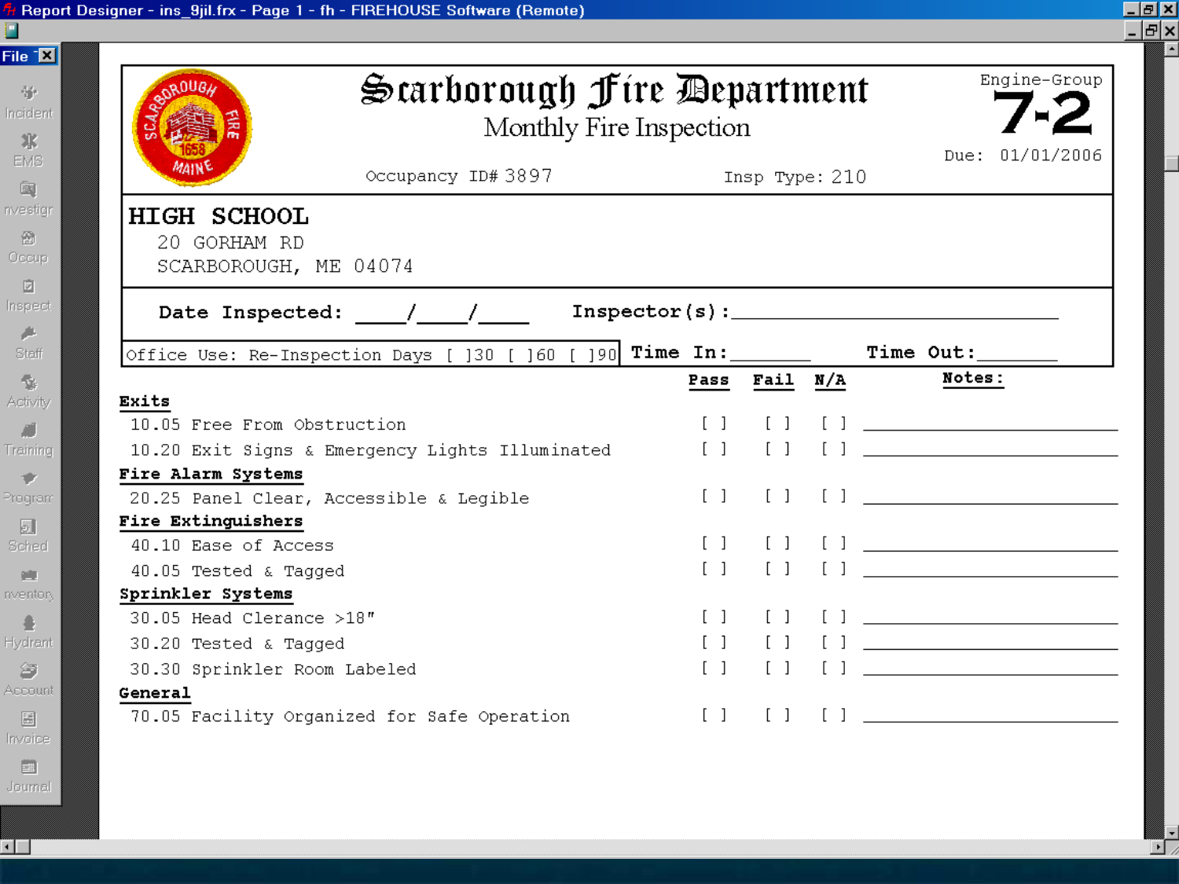Report Designer - ins_9jil.frx - Page 1 - fh - FIREHOUSE Software (Remote)

File

Incident
EMS
Investigation
Occup
Inspect
Staff
Activity
Training
Program
Sched
Inventory
Hydrant
Account
Invoice
Journal

# Scarborough Fire Department

## Monthly Fire Inspection

Engine-Group **7-2**

Due: 01/01/2006

Occupancy ID# 3897 Insp Type: 210

**HIGH SCHOOL**
20 GORHAM RD
SCARBOROUGH, ME 04074

**Date Inspected:** ____/____/____ **Inspector(s):** ______________________________

Office Use: Re-Inspection Days [ ]30 [ ]60 [ ]90 **Time In:** ________ **Time Out:** ________

| | Pass | Fail | N/A | Notes: |
|---|---|---|---|---|
| **Exits** | | | | |
| 10.05 Free From Obstruction | [ ] | [ ] | [ ] | ____________ |
| 10.20 Exit Signs & Emergency Lights Illuminated | [ ] | [ ] | [ ] | ____________ |
| **Fire Alarm Systems** | | | | |
| 20.25 Panel Clear, Accessible & Legible | [ ] | [ ] | [ ] | ____________ |
| **Fire Extinguishers** | | | | |
| 40.10 Ease of Access | [ ] | [ ] | [ ] | ____________ |
| 40.05 Tested & Tagged | [ ] | [ ] | [ ] | ____________ |
| **Sprinkler Systems** | | | | |
| 30.05 Head Clearance >18" | [ ] | [ ] | [ ] | ____________ |
| 30.20 Tested & Tagged | [ ] | [ ] | [ ] | ____________ |
| 30.30 Sprinkler Room Labeled | [ ] | [ ] | [ ] | ____________ |
| **General** | | | | |
| 70.05 Facility Organized for Safe Operation | [ ] | [ ] | [ ] | ____________ |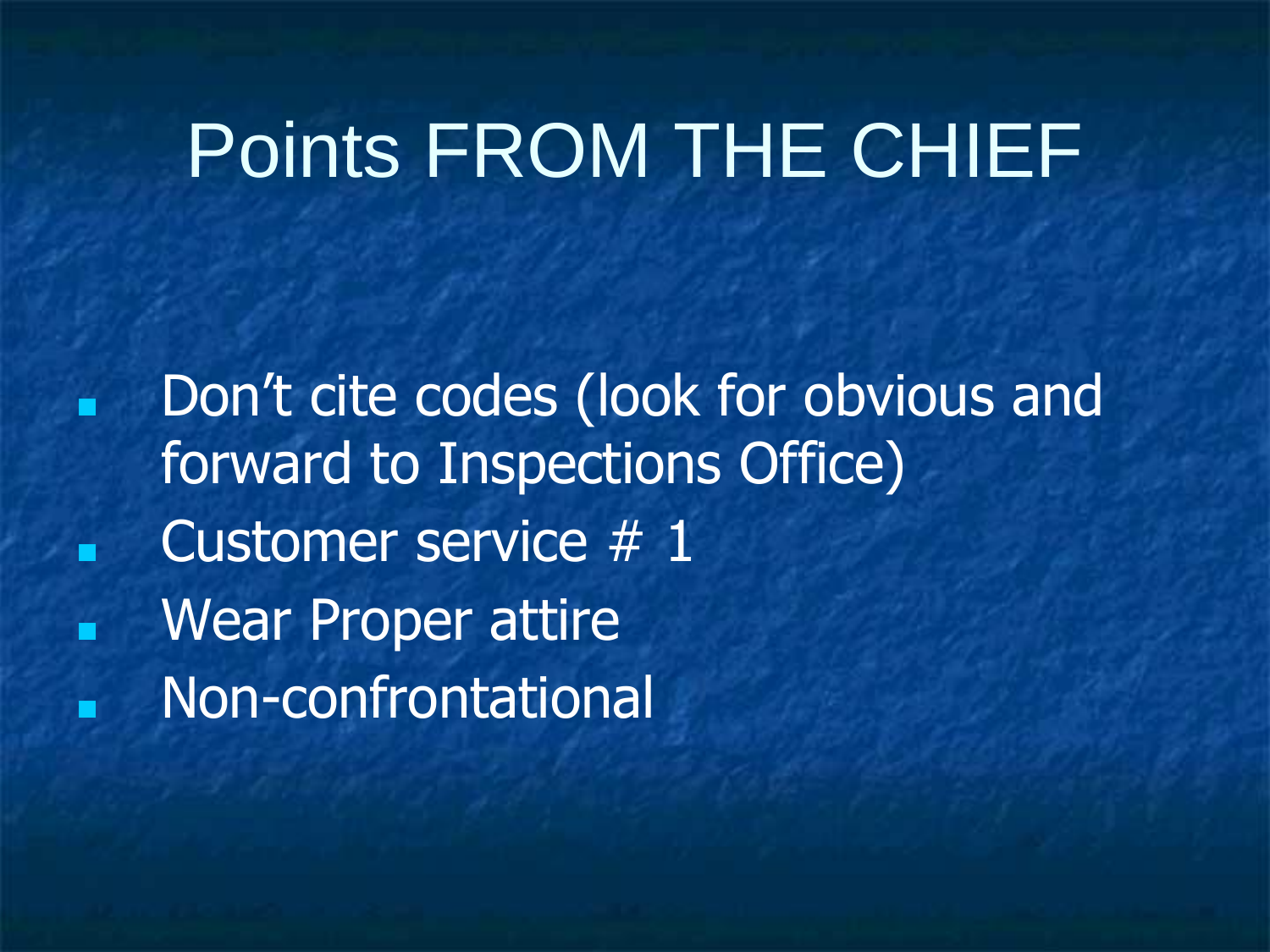# Points FROM THE CHIEF

- Don't cite codes (look for obvious and forward to Inspections Office)
- Customer service # 1
- Wear Proper attire
- Non-confrontational